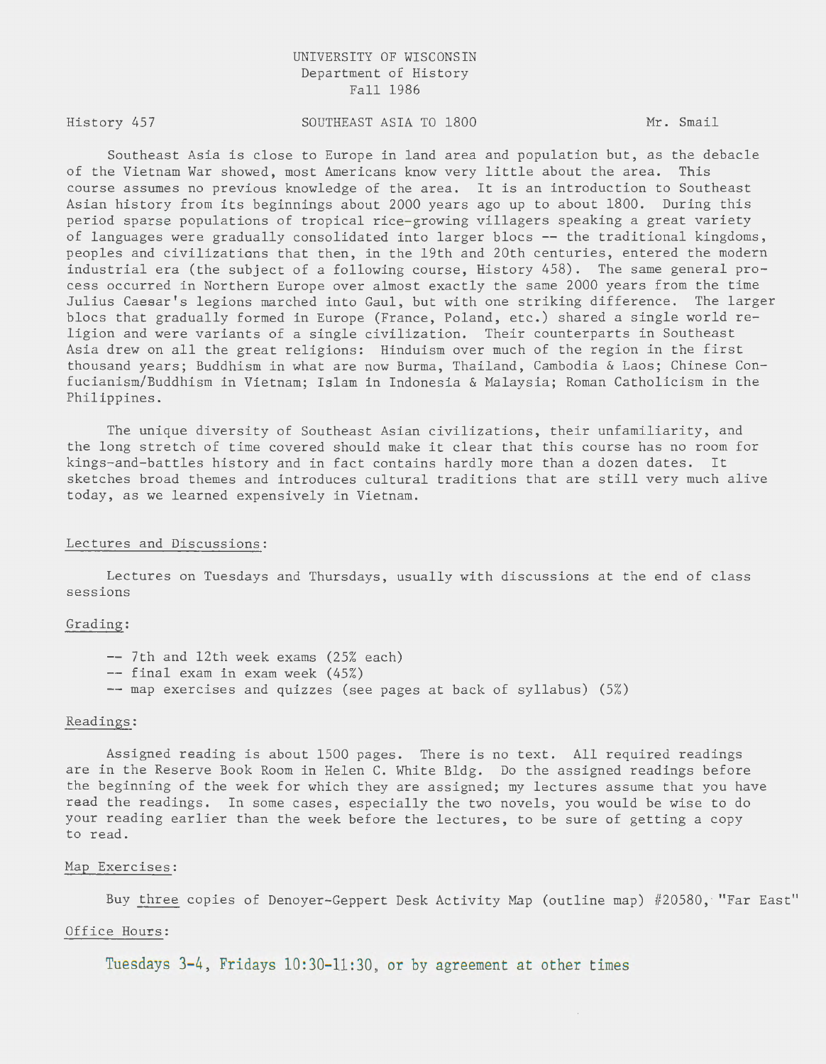UNIVERSITY OF WISCONSIN
Department of History
Fall 1986

History 457 — SOUTHEAST ASIA TO 1800 — Mr. Smail

Southeast Asia is close to Europe in land area and population but, as the debacle of the Vietnam War showed, most Americans know very little about the area. This course assumes no previous knowledge of the area. It is an introduction to Southeast Asian history from its beginnings about 2000 years ago up to about 1800. During this period sparse populations of tropical rice-growing villagers speaking a great variety of languages were gradually consolidated into larger blocs -- the traditional kingdoms, peoples and civilizations that then, in the 19th and 20th centuries, entered the modern industrial era (the subject of a following course, History 458). The same general process occurred in Northern Europe over almost exactly the same 2000 years from the time Julius Caesar's legions marched into Gaul, but with one striking difference. The larger blocs that gradually formed in Europe (France, Poland, etc.) shared a single world religion and were variants of a single civilization. Their counterparts in Southeast Asia drew on all the great religions: Hinduism over much of the region in the first thousand years; Buddhism in what are now Burma, Thailand, Cambodia & Laos; Chinese Confucianism/Buddhism in Vietnam; Islam in Indonesia & Malaysia; Roman Catholicism in the Philippines.

The unique diversity of Southeast Asian civilizations, their unfamiliarity, and the long stretch of time covered should make it clear that this course has no room for kings-and-battles history and in fact contains hardly more than a dozen dates. It sketches broad themes and introduces cultural traditions that are still very much alive today, as we learned expensively in Vietnam.

## Lectures and Discussions:

Lectures on Tuesdays and Thursdays, usually with discussions at the end of class sessions

## Grading:

- 7th and 12th week exams (25% each)
- final exam in exam week (45%)
- map exercises and quizzes (see pages at back of syllabus) (5%)

## Readings:

Assigned reading is about 1500 pages. There is no text. All required readings are in the Reserve Book Room in Helen C. White Bldg. Do the assigned readings before the beginning of the week for which they are assigned; my lectures assume that you have read the readings. In some cases, especially the two novels, you would be wise to do your reading earlier than the week before the lectures, to be sure of getting a copy to read.

## Map Exercises:

Buy three copies of Denoyer-Geppert Desk Activity Map (outline map) #20580, "Far East"

## Office Hours:

Tuesdays 3-4, Fridays 10:30-11:30, or by agreement at other times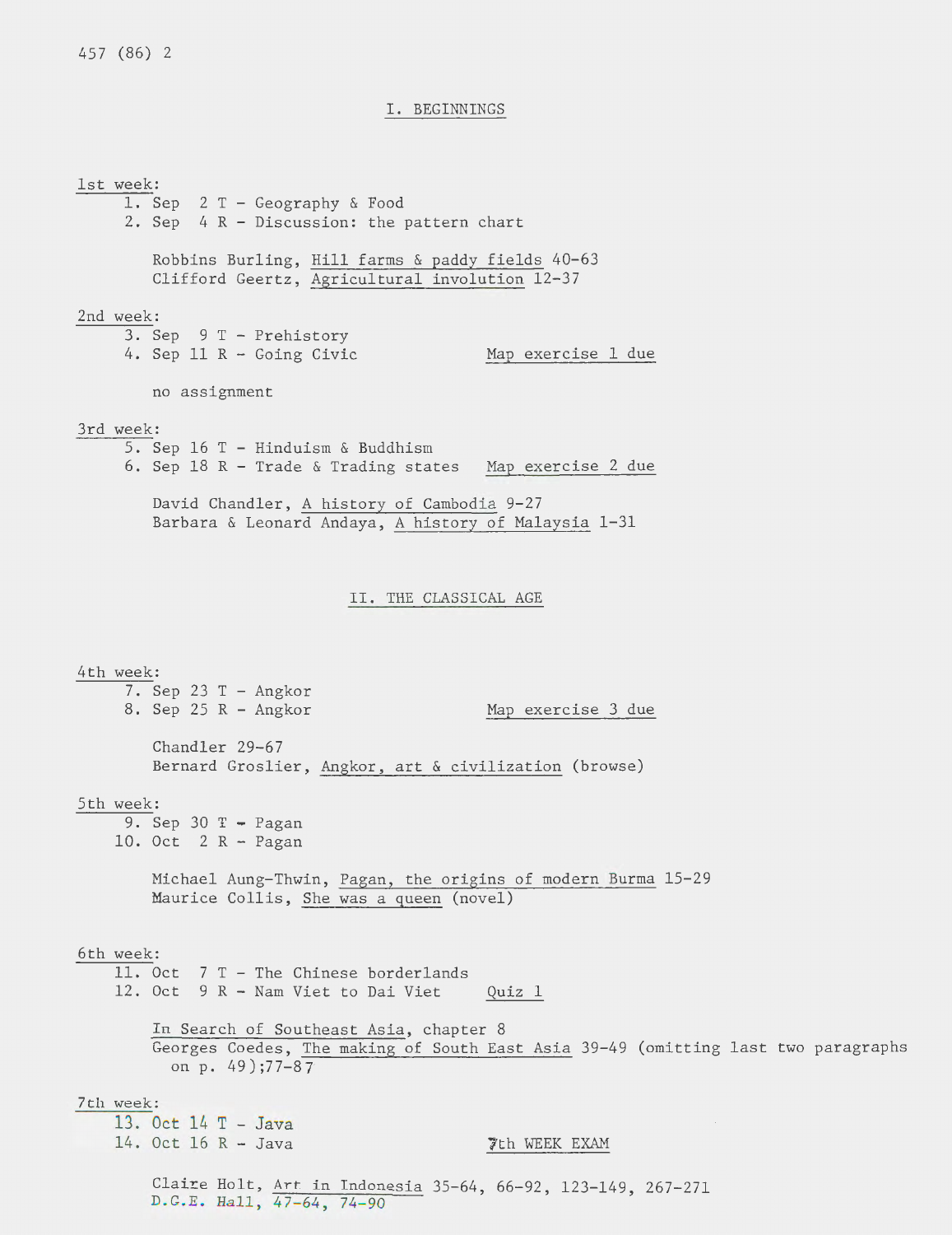## I. BEGINNINGS

1st week:

1. Sep 2 T - Geography & Food
2. Sep 4 R - Discussion: the pattern chart

Robbins Burling, Hill farms & paddy fields 40-63
Clifford Geertz, Agricultural involution 12-37

2nd week:

3. Sep 9 T - Prehistory
4. Sep 11 R - Going Civic — Map exercise 1 due

no assignment

3rd week:

5. Sep 16 T - Hinduism & Buddhism
6. Sep 18 R - Trade & Trading states — Map exercise 2 due

David Chandler, A history of Cambodia 9-27
Barbara & Leonard Andaya, A history of Malaysia 1-31

## II. THE CLASSICAL AGE

4th week:

7. Sep 23 T - Angkor
8. Sep 25 R - Angkor — Map exercise 3 due

Chandler 29-67
Bernard Groslier, Angkor, art & civilization (browse)

5th week:

9. Sep 30 T - Pagan
10. Oct 2 R - Pagan

Michael Aung-Thwin, Pagan, the origins of modern Burma 15-29
Maurice Collis, She was a queen (novel)

6th week:

11. Oct 7 T - The Chinese borderlands
12. Oct 9 R - Nam Viet to Dai Viet — Quiz 1

In Search of Southeast Asia, chapter 8
Georges Coedes, The making of South East Asia 39-49 (omitting last two paragraphs on p. 49);77-87

7th week:

13. Oct 14 T - Java
14. Oct 16 R - Java — 7th WEEK EXAM

Claire Holt, Art in Indonesia 35-64, 66-92, 123-149, 267-271
D.G.E. Hall, 47-64, 74-90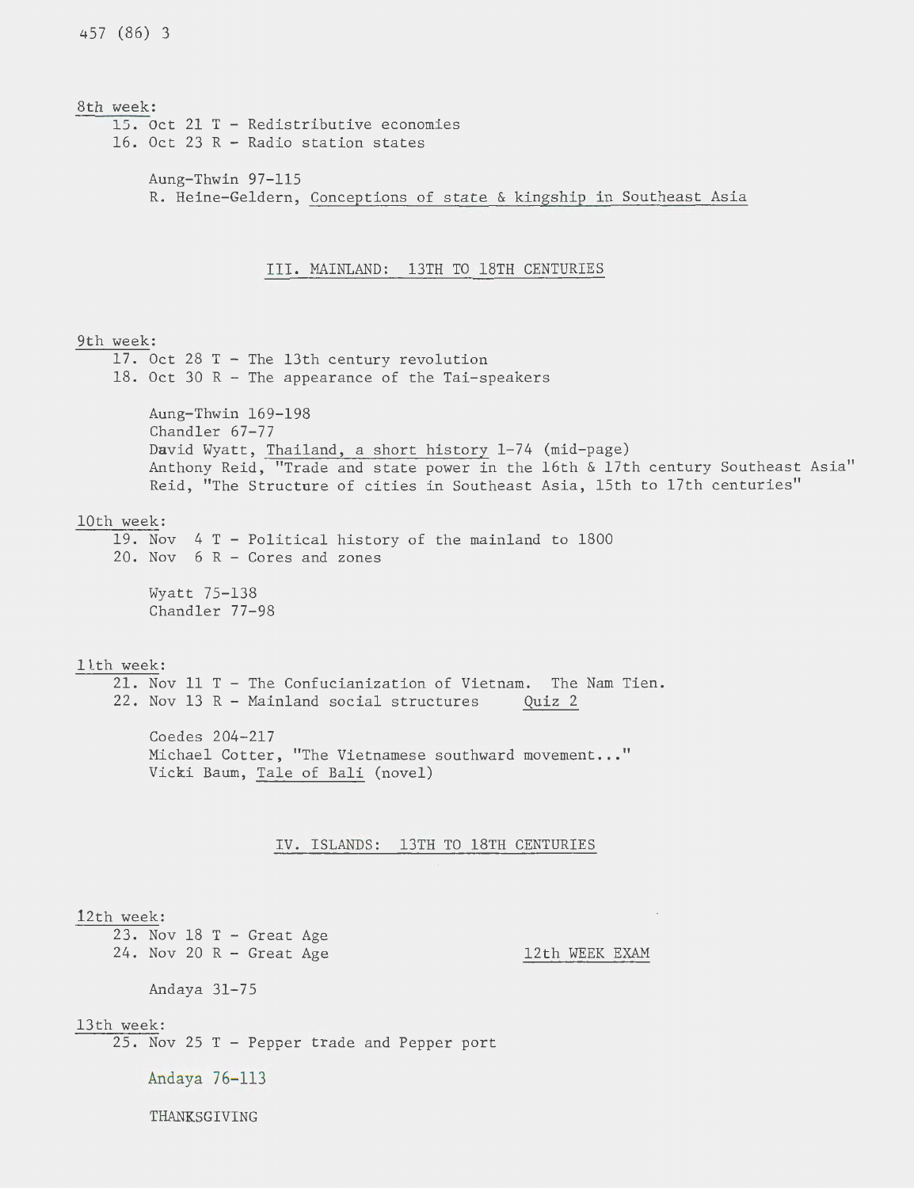8th week:

15. Oct 21 T - Redistributive economies
16. Oct 23 R - Radio station states

Aung-Thwin 97-115
R. Heine-Geldern, Conceptions of state & kingship in Southeast Asia

## III. MAINLAND: 13TH TO 18TH CENTURIES

9th week:

17. Oct 28 T - The 13th century revolution
18. Oct 30 R - The appearance of the Tai-speakers

Aung-Thwin 169-198
Chandler 67-77
David Wyatt, Thailand, a short history 1-74 (mid-page)
Anthony Reid, "Trade and state power in the 16th & 17th century Southeast Asia"
Reid, "The Structure of cities in Southeast Asia, 15th to 17th centuries"

10th week:

19. Nov 4 T - Political history of the mainland to 1800
20. Nov 6 R - Cores and zones

Wyatt 75-138
Chandler 77-98

11th week:

21. Nov 11 T - The Confucianization of Vietnam. The Nam Tien.
22. Nov 13 R - Mainland social structures Quiz 2

Coedes 204-217
Michael Cotter, "The Vietnamese southward movement..."
Vicki Baum, Tale of Bali (novel)

## IV. ISLANDS: 13TH TO 18TH CENTURIES

12th week:

23. Nov 18 T - Great Age
24. Nov 20 R - Great Age 12th WEEK EXAM

Andaya 31-75

13th week:

25. Nov 25 T - Pepper trade and Pepper port

Andaya 76-113

THANKSGIVING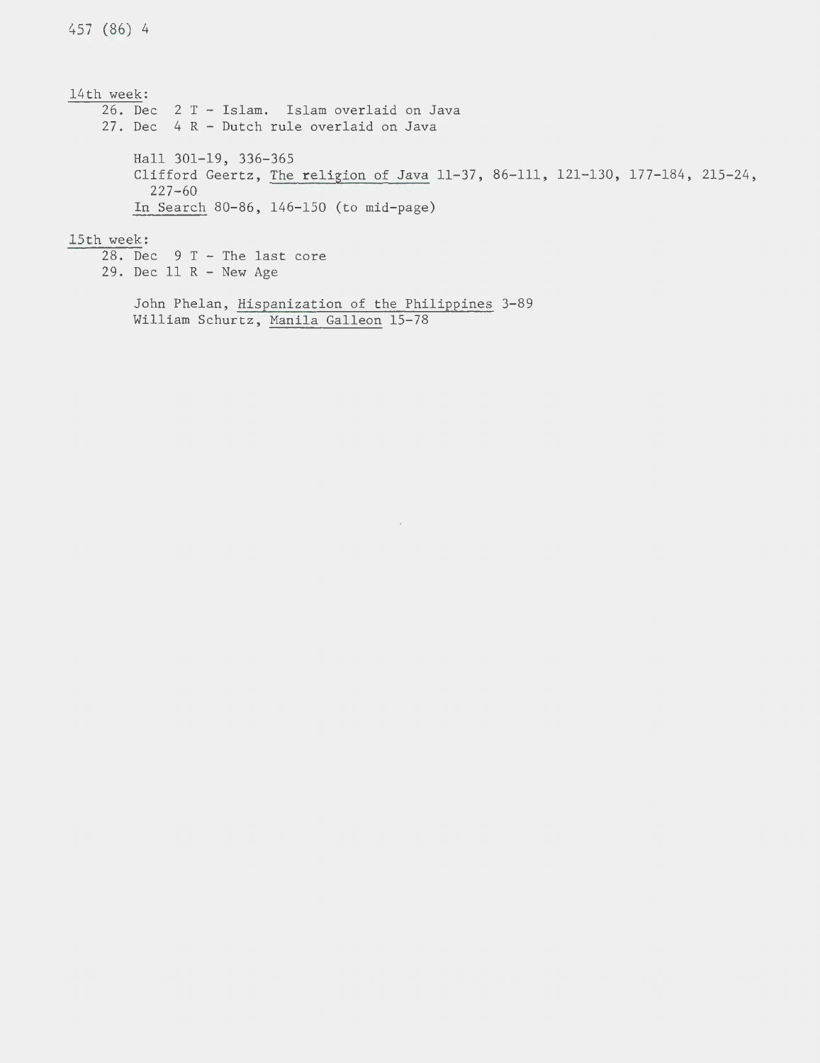<u>14th week</u>:

26. Dec 2 T - Islam. Islam overlaid on Java
27. Dec 4 R - Dutch rule overlaid on Java

    Hall 301-19, 336-365
    Clifford Geertz, <u>The religion of Java</u> 11-37, 86-111, 121-130, 177-184, 215-24, 227-60
    <u>In Search</u> 80-86, 146-150 (to mid-page)

<u>15th week</u>:

28. Dec 9 T - The last core
29. Dec 11 R - New Age

    John Phelan, <u>Hispanization of the Philippines</u> 3-89
    William Schurtz, <u>Manila Galleon</u> 15-78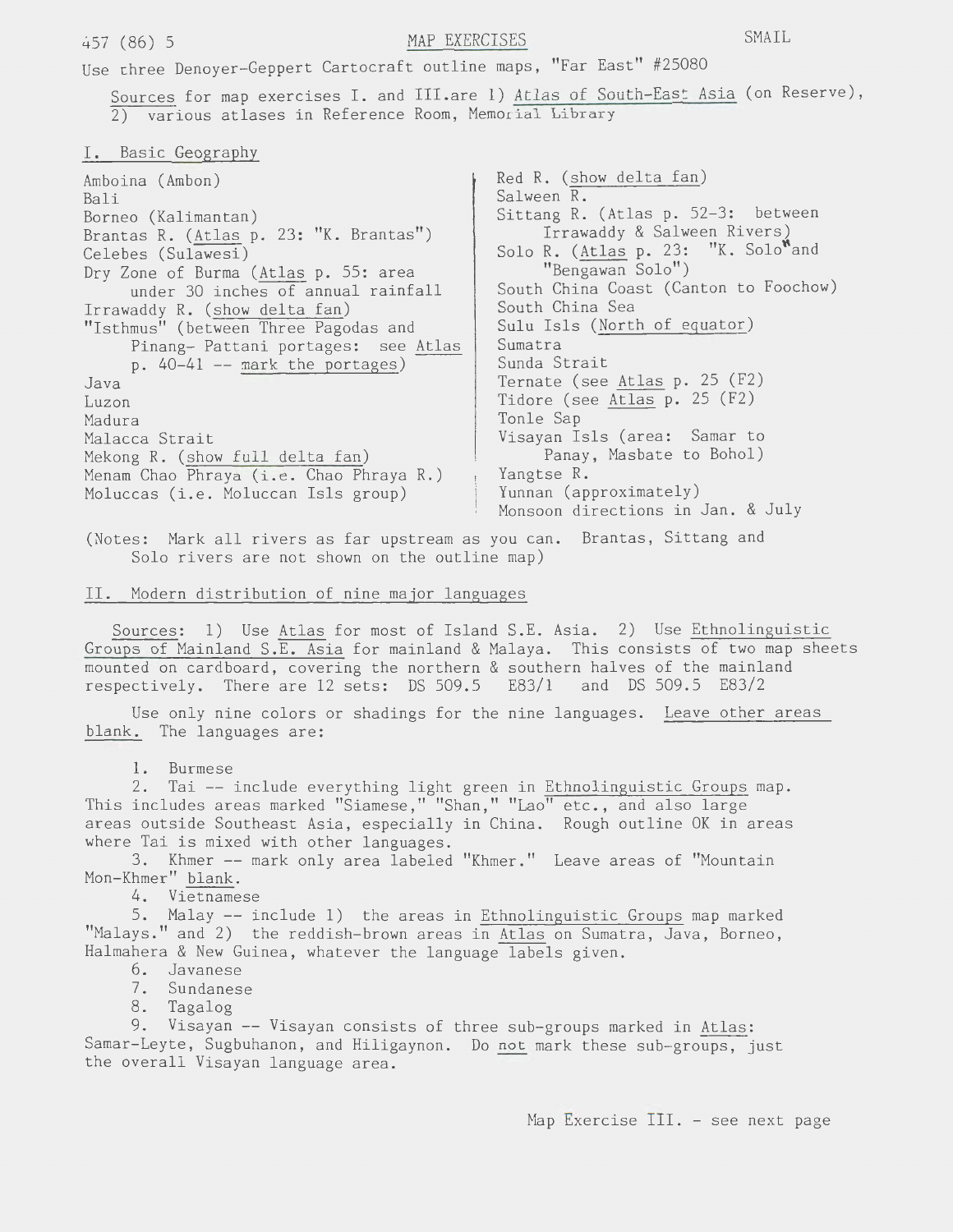# MAP EXERCISES

457 (86) 5 SMAIL

Use three Denoyer-Geppert Cartocraft outline maps, "Far East" #25080

Sources for map exercises I. and III. are 1) *Atlas of South-East Asia* (on Reserve), 2) various atlases in Reference Room, Memorial Library

## I. Basic Geography

- Amboina (Ambon)
- Bali
- Borneo (Kalimantan)
- Brantas R. (*Atlas* p. 23: "K. Brantas")
- Celebes (Sulawesi)
- Dry Zone of Burma (*Atlas* p. 55: area under 30 inches of annual rainfall
- Irrawaddy R. (show delta fan)
- "Isthmus" (between Three Pagodas and Pinang- Pattani portages: see *Atlas* p. 40-41 -- mark the portages)
- Java
- Luzon
- Madura
- Malacca Strait
- Mekong R. (show full delta fan)
- Menam Chao Phraya (i.e. Chao Phraya R.)
- Moluccas (i.e. Moluccan Isls group)
- Red R. (show delta fan)
- Salween R.
- Sittang R. (Atlas p. 52-3: between Irrawaddy & Salween Rivers)
- Solo R. (*Atlas* p. 23: "K. Solo" and "Bengawan Solo")
- South China Coast (Canton to Foochow)
- South China Sea
- Sulu Isls (North of equator)
- Sumatra
- Sunda Strait
- Ternate (see *Atlas* p. 25 (F2)
- Tidore (see *Atlas* p. 25 (F2)
- Tonle Sap
- Visayan Isls (area: Samar to Panay, Masbate to Bohol)
- Yangtse R.
- Yunnan (approximately)
- Monsoon directions in Jan. & July

(Notes: Mark all rivers as far upstream as you can. Brantas, Sittang and Solo rivers are not shown on the outline map)

## II. Modern distribution of nine major languages

Sources: 1) Use *Atlas* for most of Island S.E. Asia. 2) Use *Ethnolinguistic Groups of Mainland S.E. Asia* for mainland & Malaya. This consists of two map sheets mounted on cardboard, covering the northern & southern halves of the mainland respectively. There are 12 sets: DS 509.5 E83/1 and DS 509.5 E83/2

Use only nine colors or shadings for the nine languages. Leave other areas blank. The languages are:

1. Burmese
2. Tai -- include everything light green in *Ethnolinguistic Groups* map. This includes areas marked "Siamese," "Shan," "Lao" etc., and also large areas outside Southeast Asia, especially in China. Rough outline OK in areas where Tai is mixed with other languages.
3. Khmer -- mark only area labeled "Khmer." Leave areas of "Mountain Mon-Khmer" blank.
4. Vietnamese
5. Malay -- include 1) the areas in *Ethnolinguistic Groups* map marked "Malays." and 2) the reddish-brown areas in *Atlas* on Sumatra, Java, Borneo, Halmahera & New Guinea, whatever the language labels given.
6. Javanese
7. Sundanese
8. Tagalog
9. Visayan -- Visayan consists of three sub-groups marked in *Atlas*: Samar-Leyte, Sugbuhanon, and Hiligaynon. Do not mark these sub-groups, just the overall Visayan language area.

Map Exercise III. - see next page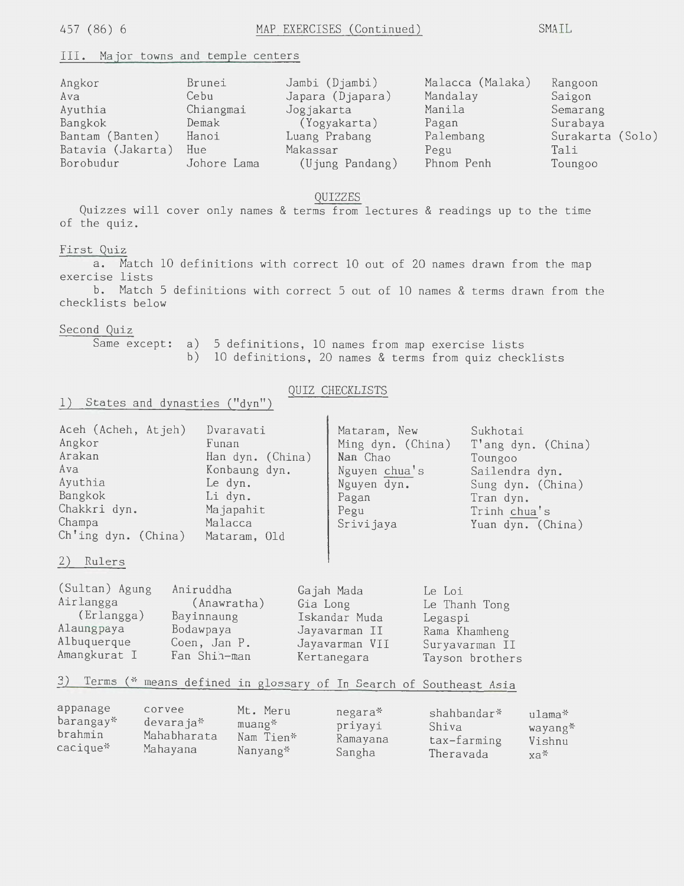## III. Major towns and temple centers

| | | | | |
|---|---|---|---|---|
| Angkor | Brunei | Jambi (Djambi) | Malacca (Malaka) | Rangoon |
| Ava | Cebu | Japara (Djapara) | Mandalay | Saigon |
| Ayuthia | Chiangmai | Jogjakarta (Yogyakarta) | Manila | Semarang |
| Bangkok | Demak | Luang Prabang | Pagan | Surabaya |
| Bantam (Banten) | Hanoi | Makassar (Ujung Pandang) | Palembang | Surakarta (Solo) |
| Batavia (Jakarta) | Hue | | Pegu | Tali |
| Borobudur | Johore Lama | | Phnom Penh | Toungoo |

## QUIZZES

Quizzes will cover only names & terms from lectures & readings up to the time of the quiz.

### First Quiz

a. Match 10 definitions with correct 10 out of 20 names drawn from the map exercise lists

b. Match 5 definitions with correct 5 out of 10 names & terms drawn from the checklists below

### Second Quiz

Same except: a) 5 definitions, 10 names from map exercise lists
b) 10 definitions, 20 names & terms from quiz checklists

## QUIZ CHECKLISTS

### 1) States and dynasties ("dyn")

| | | | |
|---|---|---|---|
| Aceh (Acheh, Atjeh) | Dvaravati | Mataram, New | Sukhotai |
| Angkor | Funan | Ming dyn. (China) | T'ang dyn. (China) |
| Arakan | Han dyn. (China) | Nan Chao | Toungoo |
| Ava | Konbaung dyn. | Nguyen *chua*'s | Sailendra dyn. |
| Ayuthia | Le dyn. | Nguyen dyn. | Sung dyn. (China) |
| Bangkok | Li dyn. | Pagan | Tran dyn. |
| Chakkri dyn. | Majapahit | Pegu | Trinh *chua*'s |
| Champa | Malacca | Srivijaya | Yuan dyn. (China) |
| Ch'ing dyn. (China) | Mataram, Old | | |

### 2) Rulers

| | | | |
|---|---|---|---|
| (Sultan) Agung | Aniruddha (Anawratha) | Gajah Mada | Le Loi |
| Airlangga (Erlangga) | Bayinnaung | Gia Long | Le Thanh Tong |
| Alaungpaya | Bodawpaya | Iskandar Muda | Legaspi |
| Albuquerque | Coen, Jan P. | Jayavarman II | Rama Khamheng |
| Amangkurat I | Fan Shih-man | Jayavarman VII | Suryavarman II |
| | | Kertanegara | Tayson brothers |

### 3) Terms (* means defined in glossary of In Search of Southeast Asia

| | | | | | |
|---|---|---|---|---|---|
| appanage | corvee | Mt. Meru | negara* | shahbandar* | ulama* |
| barangay* | devaraja* | muang* | priyayi | Shiva | wayang* |
| brahmin | Mahabharata | Nam Tien* | Ramayana | tax-farming | Vishnu |
| cacique* | Mahayana | Nanyang* | Sangha | Theravada | xa* |